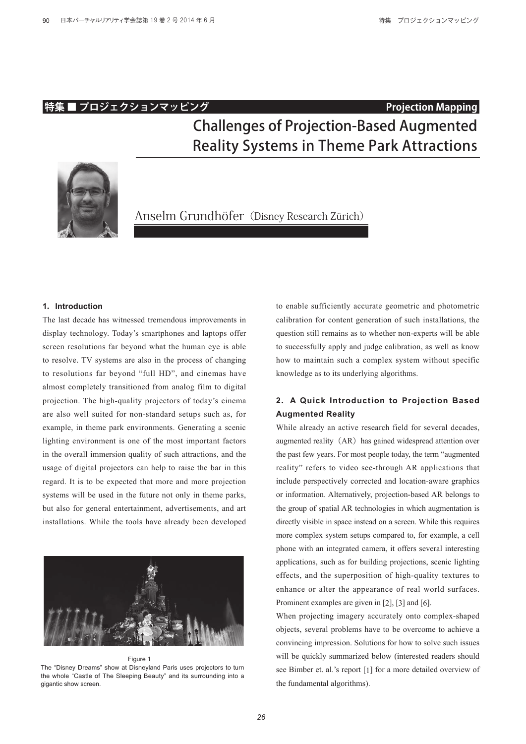特集 ■ プロジェクションマッピング

Projection Mapping

# Challenges of Projection-Based Augmented Reality Systems in Theme Park Attractions

Anselm Grundhöfer（Disney Research Zürich）

## 1. Introduction

The last decade has witnessed tremendous improvements in display technology. Today's smartphones and laptops offer screen resolutions far beyond what the human eye is able to resolve. TV systems are also in the process of changing to resolutions far beyond "full HD", and cinemas have almost completely transitioned from analog film to digital projection. The high-quality projectors of today's cinema are also well suited for non-standard setups such as, for example, in theme park environments. Generating a scenic lighting environment is one of the most important factors in the overall immersion quality of such attractions, and the usage of digital projectors can help to raise the bar in this regard. It is to be expected that more and more projection systems will be used in the future not only in theme parks, but also for general entertainment, advertisements, and art installations. While the tools have already been developed to enable sufficiently accurate geometric and photometric calibration for content generation of such installations, the question still remains as to whether non-experts will be able to successfully apply and judge calibration, as well as know how to maintain such a complex system without specific knowledge as to its underlying algorithms.

Figure 1
The "Disney Dreams" show at Disneyland Paris uses projectors to turn the whole "Castle of The Sleeping Beauty" and its surrounding into a gigantic show screen.

## 2. A Quick Introduction to Projection Based Augmented Reality

While already an active research field for several decades, augmented reality（AR）has gained widespread attention over the past few years. For most people today, the term "augmented reality" refers to video see-through AR applications that include perspectively corrected and location-aware graphics or information. Alternatively, projection-based AR belongs to the group of spatial AR technologies in which augmentation is directly visible in space instead on a screen. While this requires more complex system setups compared to, for example, a cell phone with an integrated camera, it offers several interesting applications, such as for building projections, scenic lighting effects, and the superposition of high-quality textures to enhance or alter the appearance of real world surfaces. Prominent examples are given in [2], [3] and [6].

When projecting imagery accurately onto complex-shaped objects, several problems have to be overcome to achieve a convincing impression. Solutions for how to solve such issues will be quickly summarized below (interested readers should see Bimber et. al.'s report [1] for a more detailed overview of the fundamental algorithms).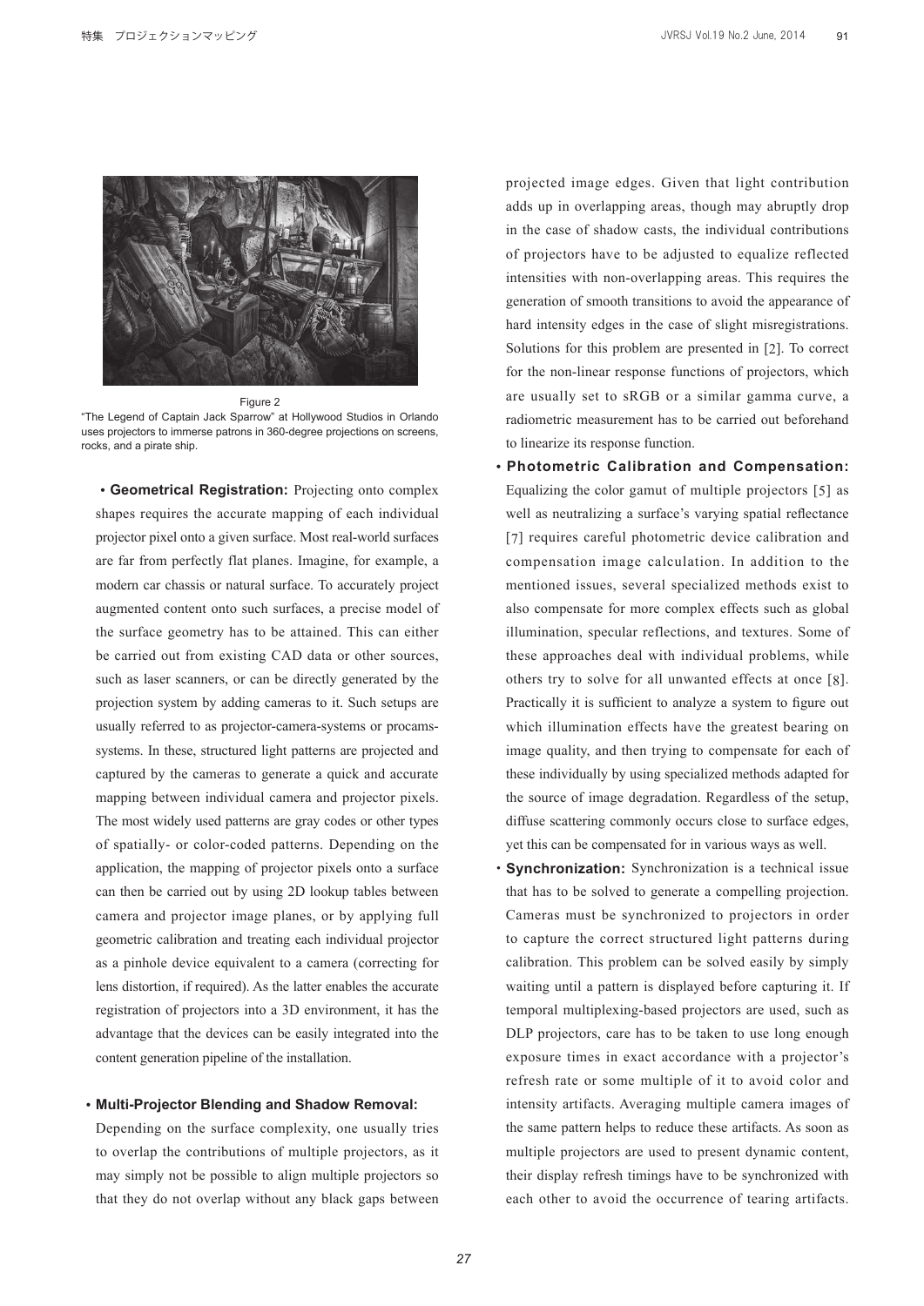Figure 2
"The Legend of Captain Jack Sparrow" at Hollywood Studios in Orlando uses projectors to immerse patrons in 360-degree projections on screens, rocks, and a pirate ship.

- **Geometrical Registration:** Projecting onto complex shapes requires the accurate mapping of each individual projector pixel onto a given surface. Most real-world surfaces are far from perfectly flat planes. Imagine, for example, a modern car chassis or natural surface. To accurately project augmented content onto such surfaces, a precise model of the surface geometry has to be attained. This can either be carried out from existing CAD data or other sources, such as laser scanners, or can be directly generated by the projection system by adding cameras to it. Such setups are usually referred to as projector-camera-systems or procams-systems. In these, structured light patterns are projected and captured by the cameras to generate a quick and accurate mapping between individual camera and projector pixels. The most widely used patterns are gray codes or other types of spatially- or color-coded patterns. Depending on the application, the mapping of projector pixels onto a surface can then be carried out by using 2D lookup tables between camera and projector image planes, or by applying full geometric calibration and treating each individual projector as a pinhole device equivalent to a camera (correcting for lens distortion, if required). As the latter enables the accurate registration of projectors into a 3D environment, it has the advantage that the devices can be easily integrated into the content generation pipeline of the installation.

- **Multi-Projector Blending and Shadow Removal:** Depending on the surface complexity, one usually tries to overlap the contributions of multiple projectors, as it may simply not be possible to align multiple projectors so that they do not overlap without any black gaps between projected image edges. Given that light contribution adds up in overlapping areas, though may abruptly drop in the case of shadow casts, the individual contributions of projectors have to be adjusted to equalize reflected intensities with non-overlapping areas. This requires the generation of smooth transitions to avoid the appearance of hard intensity edges in the case of slight misregistrations. Solutions for this problem are presented in [2]. To correct for the non-linear response functions of projectors, which are usually set to sRGB or a similar gamma curve, a radiometric measurement has to be carried out beforehand to linearize its response function.

- **Photometric Calibration and Compensation:** Equalizing the color gamut of multiple projectors [5] as well as neutralizing a surface's varying spatial reflectance [7] requires careful photometric device calibration and compensation image calculation. In addition to the mentioned issues, several specialized methods exist to also compensate for more complex effects such as global illumination, specular reflections, and textures. Some of these approaches deal with individual problems, while others try to solve for all unwanted effects at once [8]. Practically it is sufficient to analyze a system to figure out which illumination effects have the greatest bearing on image quality, and then trying to compensate for each of these individually by using specialized methods adapted for the source of image degradation. Regardless of the setup, diffuse scattering commonly occurs close to surface edges, yet this can be compensated for in various ways as well.

- **Synchronization:** Synchronization is a technical issue that has to be solved to generate a compelling projection. Cameras must be synchronized to projectors in order to capture the correct structured light patterns during calibration. This problem can be solved easily by simply waiting until a pattern is displayed before capturing it. If temporal multiplexing-based projectors are used, such as DLP projectors, care has to be taken to use long enough exposure times in exact accordance with a projector's refresh rate or some multiple of it to avoid color and intensity artifacts. Averaging multiple camera images of the same pattern helps to reduce these artifacts. As soon as multiple projectors are used to present dynamic content, their display refresh timings have to be synchronized with each other to avoid the occurrence of tearing artifacts.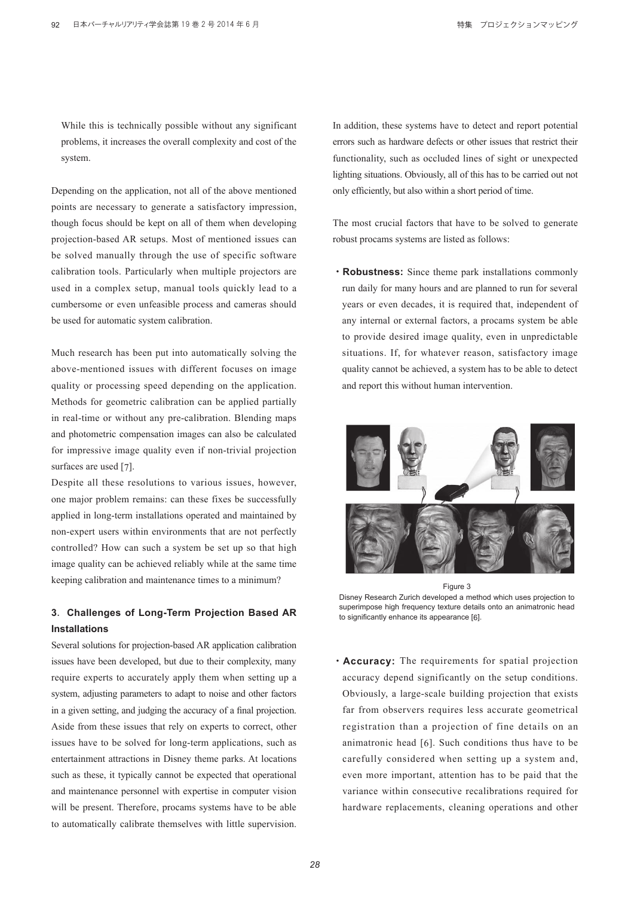While this is technically possible without any significant problems, it increases the overall complexity and cost of the system.

Depending on the application, not all of the above mentioned points are necessary to generate a satisfactory impression, though focus should be kept on all of them when developing projection-based AR setups. Most of mentioned issues can be solved manually through the use of specific software calibration tools. Particularly when multiple projectors are used in a complex setup, manual tools quickly lead to a cumbersome or even unfeasible process and cameras should be used for automatic system calibration.

Much research has been put into automatically solving the above-mentioned issues with different focuses on image quality or processing speed depending on the application. Methods for geometric calibration can be applied partially in real-time or without any pre-calibration. Blending maps and photometric compensation images can also be calculated for impressive image quality even if non-trivial projection surfaces are used [7].

Despite all these resolutions to various issues, however, one major problem remains: can these fixes be successfully applied in long-term installations operated and maintained by non-expert users within environments that are not perfectly controlled? How can such a system be set up so that high image quality can be achieved reliably while at the same time keeping calibration and maintenance times to a minimum?

## 3. Challenges of Long-Term Projection Based AR Installations

Several solutions for projection-based AR application calibration issues have been developed, but due to their complexity, many require experts to accurately apply them when setting up a system, adjusting parameters to adapt to noise and other factors in a given setting, and judging the accuracy of a final projection. Aside from these issues that rely on experts to correct, other issues have to be solved for long-term applications, such as entertainment attractions in Disney theme parks. At locations such as these, it typically cannot be expected that operational and maintenance personnel with expertise in computer vision will be present. Therefore, procams systems have to be able to automatically calibrate themselves with little supervision. In addition, these systems have to detect and report potential errors such as hardware defects or other issues that restrict their functionality, such as occluded lines of sight or unexpected lighting situations. Obviously, all of this has to be carried out not only efficiently, but also within a short period of time.

The most crucial factors that have to be solved to generate robust procams systems are listed as follows:

- **Robustness:** Since theme park installations commonly run daily for many hours and are planned to run for several years or even decades, it is required that, independent of any internal or external factors, a procams system be able to provide desired image quality, even in unpredictable situations. If, for whatever reason, satisfactory image quality cannot be achieved, a system has to be able to detect and report this without human intervention.

Figure 3
Disney Research Zurich developed a method which uses projection to superimpose high frequency texture details onto an animatronic head to significantly enhance its appearance [6].

- **Accuracy:** The requirements for spatial projection accuracy depend significantly on the setup conditions. Obviously, a large-scale building projection that exists far from observers requires less accurate geometrical registration than a projection of fine details on an animatronic head [6]. Such conditions thus have to be carefully considered when setting up a system and, even more important, attention has to be paid that the variance within consecutive recalibrations required for hardware replacements, cleaning operations and other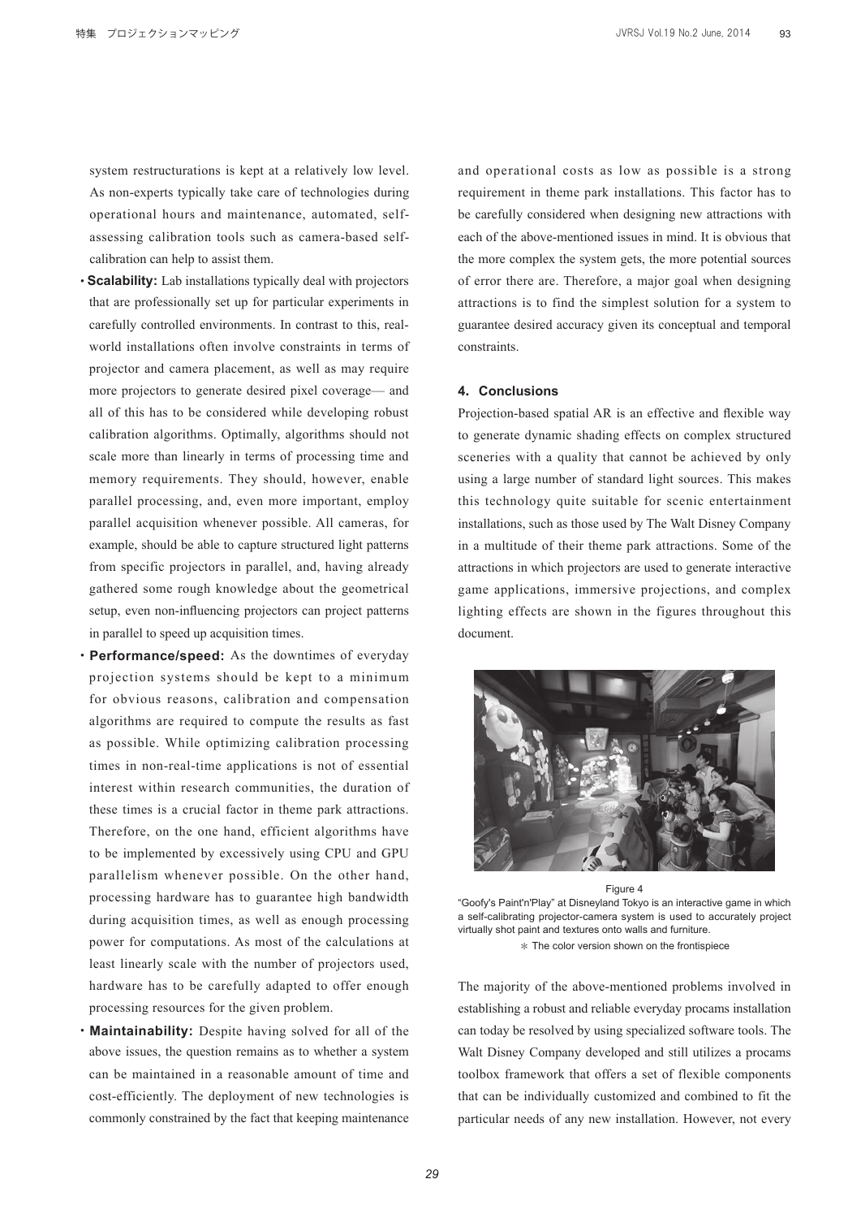system restructurations is kept at a relatively low level. As non-experts typically take care of technologies during operational hours and maintenance, automated, self-assessing calibration tools such as camera-based self-calibration can help to assist them.

- **Scalability:** Lab installations typically deal with projectors that are professionally set up for particular experiments in carefully controlled environments. In contrast to this, real-world installations often involve constraints in terms of projector and camera placement, as well as may require more projectors to generate desired pixel coverage— and all of this has to be considered while developing robust calibration algorithms. Optimally, algorithms should not scale more than linearly in terms of processing time and memory requirements. They should, however, enable parallel processing, and, even more important, employ parallel acquisition whenever possible. All cameras, for example, should be able to capture structured light patterns from specific projectors in parallel, and, having already gathered some rough knowledge about the geometrical setup, even non-influencing projectors can project patterns in parallel to speed up acquisition times.
- **Performance/speed:** As the downtimes of everyday projection systems should be kept to a minimum for obvious reasons, calibration and compensation algorithms are required to compute the results as fast as possible. While optimizing calibration processing times in non-real-time applications is not of essential interest within research communities, the duration of these times is a crucial factor in theme park attractions. Therefore, on the one hand, efficient algorithms have to be implemented by excessively using CPU and GPU parallelism whenever possible. On the other hand, processing hardware has to guarantee high bandwidth during acquisition times, as well as enough processing power for computations. As most of the calculations at least linearly scale with the number of projectors used, hardware has to be carefully adapted to offer enough processing resources for the given problem.
- **Maintainability:** Despite having solved for all of the above issues, the question remains as to whether a system can be maintained in a reasonable amount of time and cost-efficiently. The deployment of new technologies is commonly constrained by the fact that keeping maintenance and operational costs as low as possible is a strong requirement in theme park installations. This factor has to be carefully considered when designing new attractions with each of the above-mentioned issues in mind. It is obvious that the more complex the system gets, the more potential sources of error there are. Therefore, a major goal when designing attractions is to find the simplest solution for a system to guarantee desired accuracy given its conceptual and temporal constraints.

## 4. Conclusions

Projection-based spatial AR is an effective and flexible way to generate dynamic shading effects on complex structured sceneries with a quality that cannot be achieved by only using a large number of standard light sources. This makes this technology quite suitable for scenic entertainment installations, such as those used by The Walt Disney Company in a multitude of their theme park attractions. Some of the attractions in which projectors are used to generate interactive game applications, immersive projections, and complex lighting effects are shown in the figures throughout this document.

Figure 4
"Goofy's Paint'n'Play" at Disneyland Tokyo is an interactive game in which a self-calibrating projector-camera system is used to accurately project virtually shot paint and textures onto walls and furniture.
＊ The color version shown on the frontispiece

The majority of the above-mentioned problems involved in establishing a robust and reliable everyday procams installation can today be resolved by using specialized software tools. The Walt Disney Company developed and still utilizes a procams toolbox framework that offers a set of flexible components that can be individually customized and combined to fit the particular needs of any new installation. However, not every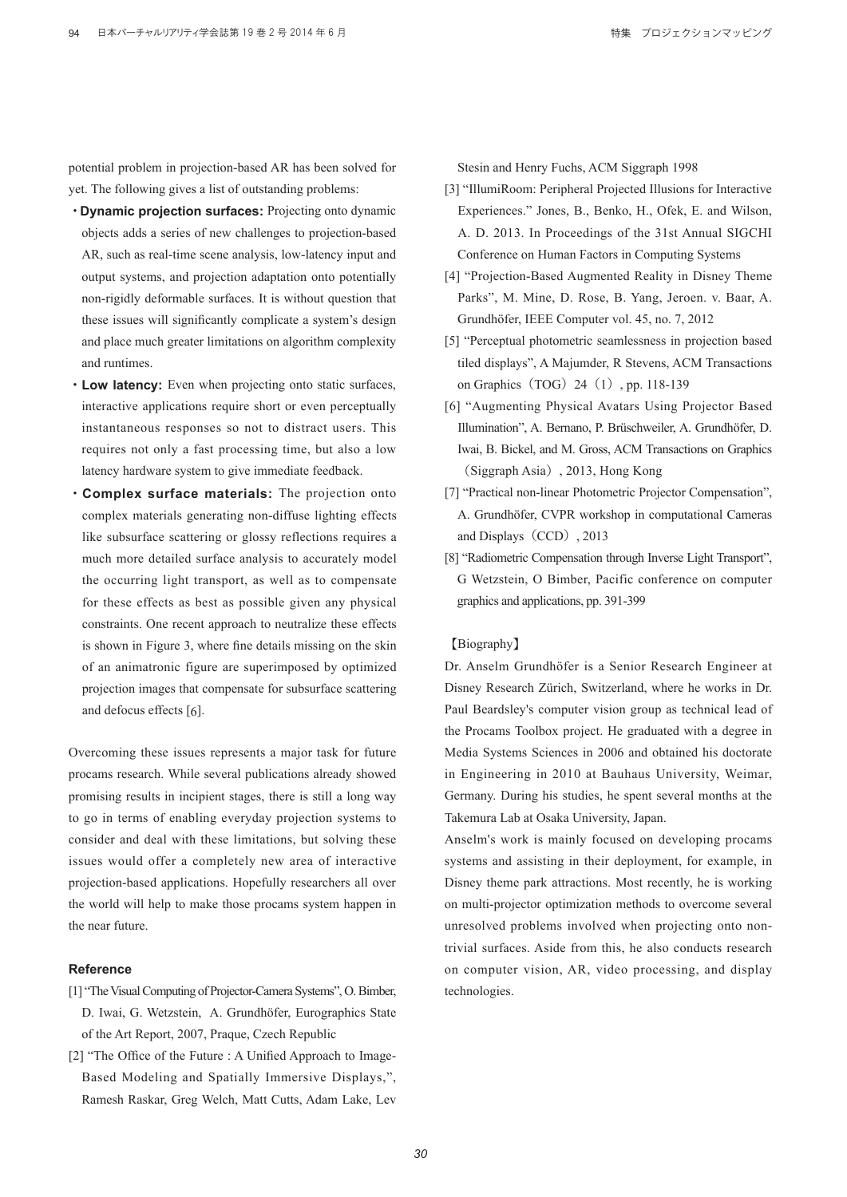potential problem in projection-based AR has been solved for yet. The following gives a list of outstanding problems:

- **Dynamic projection surfaces:** Projecting onto dynamic objects adds a series of new challenges to projection-based AR, such as real-time scene analysis, low-latency input and output systems, and projection adaptation onto potentially non-rigidly deformable surfaces. It is without question that these issues will significantly complicate a system's design and place much greater limitations on algorithm complexity and runtimes.
- **Low latency:** Even when projecting onto static surfaces, interactive applications require short or even perceptually instantaneous responses so not to distract users. This requires not only a fast processing time, but also a low latency hardware system to give immediate feedback.
- **Complex surface materials:** The projection onto complex materials generating non-diffuse lighting effects like subsurface scattering or glossy reflections requires a much more detailed surface analysis to accurately model the occurring light transport, as well as to compensate for these effects as best as possible given any physical constraints. One recent approach to neutralize these effects is shown in Figure 3, where fine details missing on the skin of an animatronic figure are superimposed by optimized projection images that compensate for subsurface scattering and defocus effects [6].

Overcoming these issues represents a major task for future procams research. While several publications already showed promising results in incipient stages, there is still a long way to go in terms of enabling everyday projection systems to consider and deal with these limitations, but solving these issues would offer a completely new area of interactive projection-based applications. Hopefully researchers all over the world will help to make those procams system happen in the near future.

### Reference

[1] "The Visual Computing of Projector-Camera Systems", O. Bimber, D. Iwai, G. Wetzstein, A. Grundhöfer, Eurographics State of the Art Report, 2007, Praque, Czech Republic

[2] "The Office of the Future : A Unified Approach to Image-Based Modeling and Spatially Immersive Displays,", Ramesh Raskar, Greg Welch, Matt Cutts, Adam Lake, Lev Stesin and Henry Fuchs, ACM Siggraph 1998

[3] "IllumiRoom: Peripheral Projected Illusions for Interactive Experiences." Jones, B., Benko, H., Ofek, E. and Wilson, A. D. 2013. In Proceedings of the 31st Annual SIGCHI Conference on Human Factors in Computing Systems

[4] "Projection-Based Augmented Reality in Disney Theme Parks", M. Mine, D. Rose, B. Yang, Jeroen. v. Baar, A. Grundhöfer, IEEE Computer vol. 45, no. 7, 2012

[5] "Perceptual photometric seamlessness in projection based tiled displays", A Majumder, R Stevens, ACM Transactions on Graphics（TOG）24（1）, pp. 118-139

[6] "Augmenting Physical Avatars Using Projector Based Illumination", A. Bernano, P. Brüschweiler, A. Grundhöfer, D. Iwai, B. Bickel, and M. Gross, ACM Transactions on Graphics（Siggraph Asia）, 2013, Hong Kong

[7] "Practical non-linear Photometric Projector Compensation", A. Grundhöfer, CVPR workshop in computational Cameras and Displays（CCD）, 2013

[8] "Radiometric Compensation through Inverse Light Transport", G Wetzstein, O Bimber, Pacific conference on computer graphics and applications, pp. 391-399

【Biography】

Dr. Anselm Grundhöfer is a Senior Research Engineer at Disney Research Zürich, Switzerland, where he works in Dr. Paul Beardsley's computer vision group as technical lead of the Procams Toolbox project. He graduated with a degree in Media Systems Sciences in 2006 and obtained his doctorate in Engineering in 2010 at Bauhaus University, Weimar, Germany. During his studies, he spent several months at the Takemura Lab at Osaka University, Japan.

Anselm's work is mainly focused on developing procams systems and assisting in their deployment, for example, in Disney theme park attractions. Most recently, he is working on multi-projector optimization methods to overcome several unresolved problems involved when projecting onto non-trivial surfaces. Aside from this, he also conducts research on computer vision, AR, video processing, and display technologies.